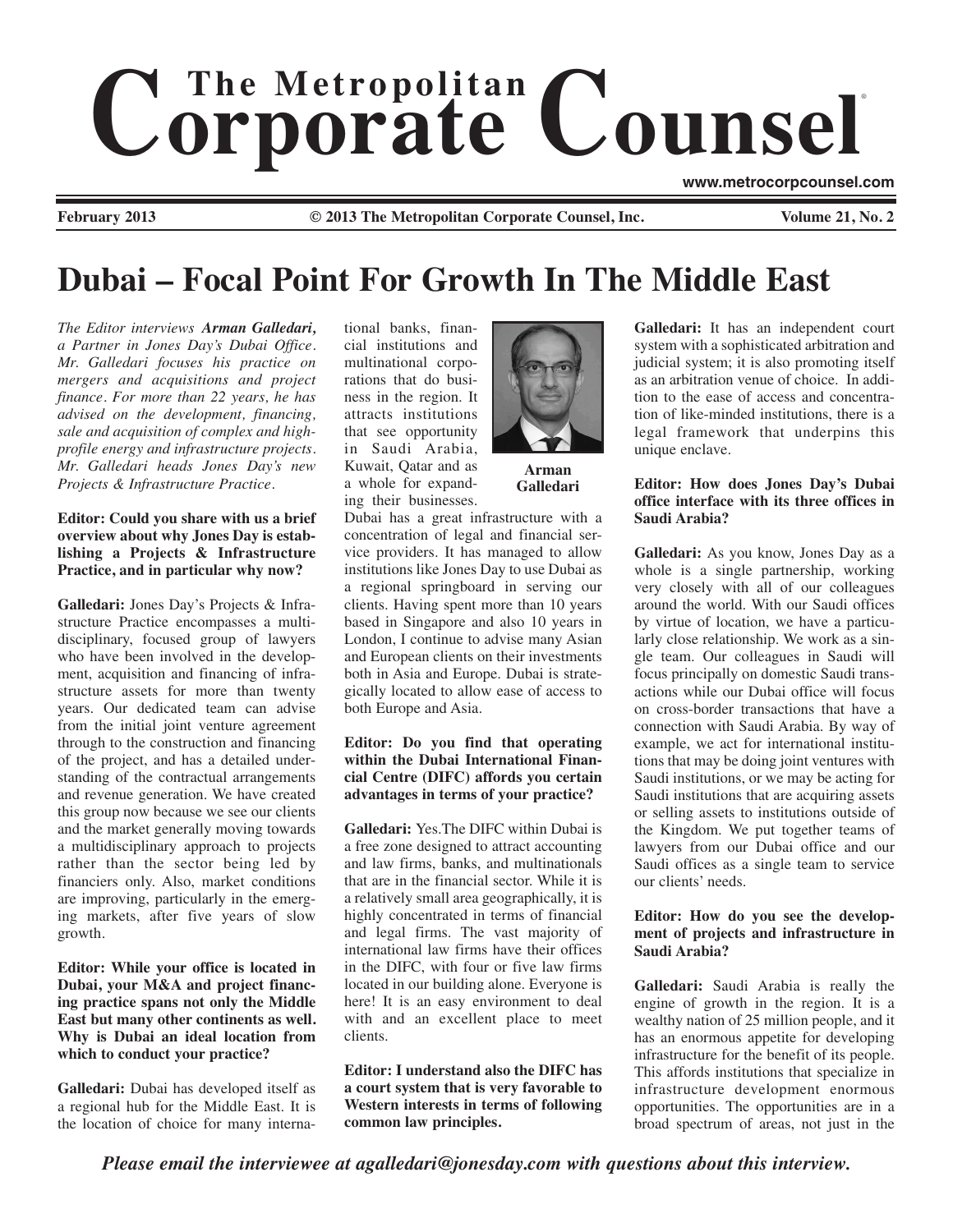# Dubai – Focal Point For Growth In The Middle East

*The Editor interviews **Arman Galledari**, a Partner in Jones Day's Dubai Office. Mr. Galledari focuses his practice on mergers and acquisitions and project finance. For more than 22 years, he has advised on the development, financing, sale and acquisition of complex and high-profile energy and infrastructure projects. Mr. Galledari heads Jones Day's new Projects & Infrastructure Practice.*

**Editor: Could you share with us a brief overview about why Jones Day is establishing a Projects & Infrastructure Practice, and in particular why now?**

**Galledari:** Jones Day's Projects & Infrastructure Practice encompasses a multidisciplinary, focused group of lawyers who have been involved in the development, acquisition and financing of infrastructure assets for more than twenty years. Our dedicated team can advise from the initial joint venture agreement through to the construction and financing of the project, and has a detailed understanding of the contractual arrangements and revenue generation. We have created this group now because we see our clients and the market generally moving towards a multidisciplinary approach to projects rather than the sector being led by financiers only. Also, market conditions are improving, particularly in the emerging markets, after five years of slow growth.

**Editor: While your office is located in Dubai, your M&A and project financing practice spans not only the Middle East but many other continents as well. Why is Dubai an ideal location from which to conduct your practice?**

**Galledari:** Dubai has developed itself as a regional hub for the Middle East. It is the location of choice for many international banks, financial institutions and multinational corporations that do business in the region. It attracts institutions that see opportunity in Saudi Arabia, Kuwait, Qatar and as a whole for expanding their businesses. Dubai has a great infrastructure with a concentration of legal and financial service providers. It has managed to allow institutions like Jones Day to use Dubai as a regional springboard in serving our clients. Having spent more than 10 years based in Singapore and also 10 years in London, I continue to advise many Asian and European clients on their investments both in Asia and Europe. Dubai is strategically located to allow ease of access to both Europe and Asia.

Arman Galledari

**Editor: Do you find that operating within the Dubai International Financial Centre (DIFC) affords you certain advantages in terms of your practice?**

**Galledari:** Yes.The DIFC within Dubai is a free zone designed to attract accounting and law firms, banks, and multinationals that are in the financial sector. While it is a relatively small area geographically, it is highly concentrated in terms of financial and legal firms. The vast majority of international law firms have their offices in the DIFC, with four or five law firms located in our building alone. Everyone is here! It is an easy environment to deal with and an excellent place to meet clients.

**Editor: I understand also the DIFC has a court system that is very favorable to Western interests in terms of following common law principles.**

**Galledari:** It has an independent court system with a sophisticated arbitration and judicial system; it is also promoting itself as an arbitration venue of choice. In addition to the ease of access and concentration of like-minded institutions, there is a legal framework that underpins this unique enclave.

**Editor: How does Jones Day's Dubai office interface with its three offices in Saudi Arabia?**

**Galledari:** As you know, Jones Day as a whole is a single partnership, working very closely with all of our colleagues around the world. With our Saudi offices by virtue of location, we have a particularly close relationship. We work as a single team. Our colleagues in Saudi will focus principally on domestic Saudi transactions while our Dubai office will focus on cross-border transactions that have a connection with Saudi Arabia. By way of example, we act for international institutions that may be doing joint ventures with Saudi institutions, or we may be acting for Saudi institutions that are acquiring assets or selling assets to institutions outside of the Kingdom. We put together teams of lawyers from our Dubai office and our Saudi offices as a single team to service our clients' needs.

**Editor: How do you see the development of projects and infrastructure in Saudi Arabia?**

**Galledari:** Saudi Arabia is really the engine of growth in the region. It is a wealthy nation of 25 million people, and it has an enormous appetite for developing infrastructure for the benefit of its people. This affords institutions that specialize in infrastructure development enormous opportunities. The opportunities are in a broad spectrum of areas, not just in the

*Please email the interviewee at agalledari@jonesday.com with questions about this interview.*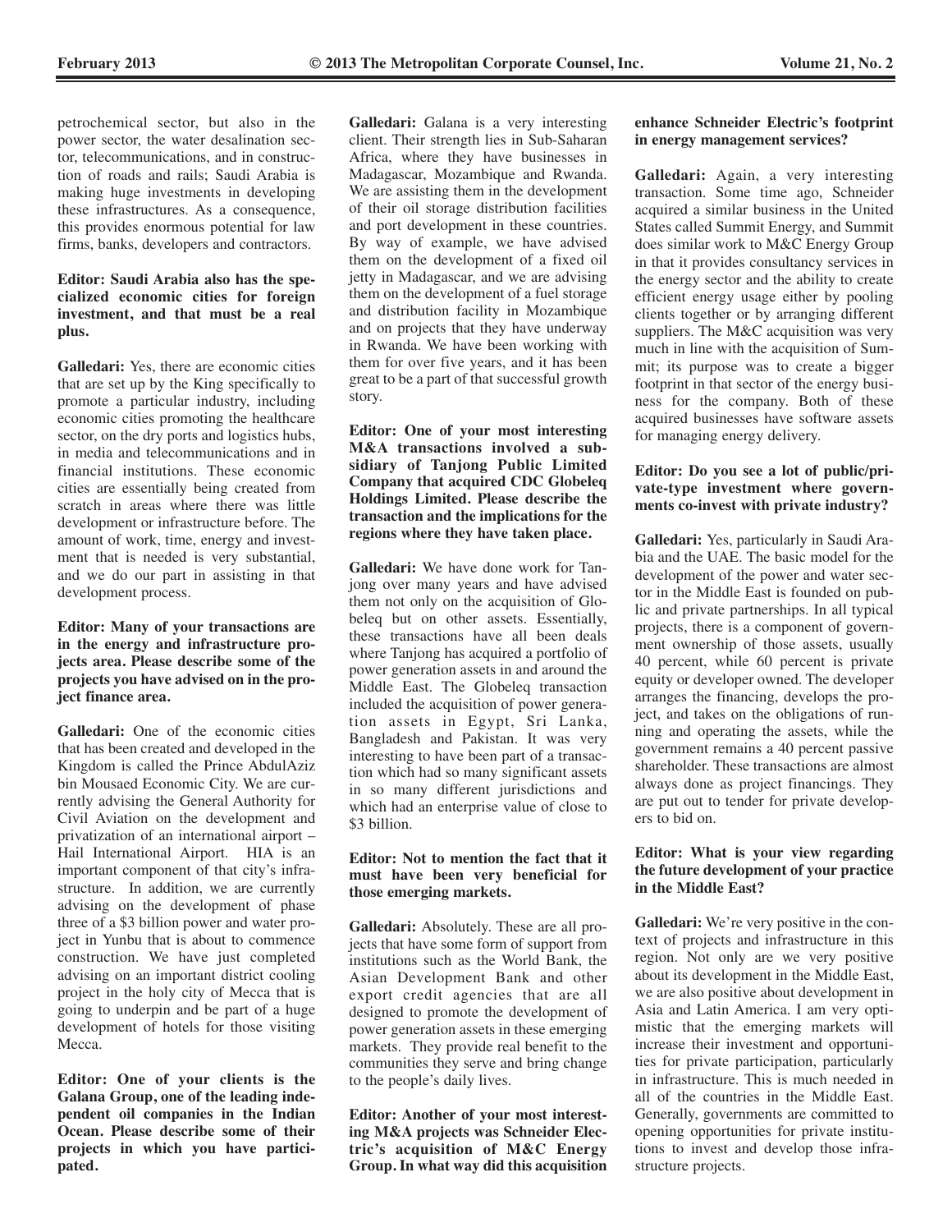petrochemical sector, but also in the power sector, the water desalination sector, telecommunications, and in construction of roads and rails; Saudi Arabia is making huge investments in developing these infrastructures. As a consequence, this provides enormous potential for law firms, banks, developers and contractors.

**Editor: Saudi Arabia also has the specialized economic cities for foreign investment, and that must be a real plus.**

**Galledari:** Yes, there are economic cities that are set up by the King specifically to promote a particular industry, including economic cities promoting the healthcare sector, on the dry ports and logistics hubs, in media and telecommunications and in financial institutions. These economic cities are essentially being created from scratch in areas where there was little development or infrastructure before. The amount of work, time, energy and investment that is needed is very substantial, and we do our part in assisting in that development process.

**Editor: Many of your transactions are in the energy and infrastructure projects area. Please describe some of the projects you have advised on in the project finance area.**

**Galledari:** One of the economic cities that has been created and developed in the Kingdom is called the Prince AbdulAziz bin Mousaed Economic City. We are currently advising the General Authority for Civil Aviation on the development and privatization of an international airport – Hail International Airport. HIA is an important component of that city's infrastructure. In addition, we are currently advising on the development of phase three of a $3 billion power and water project in Yunbu that is about to commence construction. We have just completed advising on an important district cooling project in the holy city of Mecca that is going to underpin and be part of a huge development of hotels for those visiting Mecca.

**Editor: One of your clients is the Galana Group, one of the leading independent oil companies in the Indian Ocean. Please describe some of their projects in which you have participated.**

**Galledari:** Galana is a very interesting client. Their strength lies in Sub-Saharan Africa, where they have businesses in Madagascar, Mozambique and Rwanda. We are assisting them in the development of their oil storage distribution facilities and port development in these countries. By way of example, we have advised them on the development of a fixed oil jetty in Madagascar, and we are advising them on the development of a fuel storage and distribution facility in Mozambique and on projects that they have underway in Rwanda. We have been working with them for over five years, and it has been great to be a part of that successful growth story.

**Editor: One of your most interesting M&A transactions involved a subsidiary of Tanjong Public Limited Company that acquired CDC Globeleq Holdings Limited. Please describe the transaction and the implications for the regions where they have taken place.**

**Galledari:** We have done work for Tanjong over many years and have advised them not only on the acquisition of Globeleq but on other assets. Essentially, these transactions have all been deals where Tanjong has acquired a portfolio of power generation assets in and around the Middle East. The Globeleq transaction included the acquisition of power generation assets in Egypt, Sri Lanka, Bangladesh and Pakistan. It was very interesting to have been part of a transaction which had so many significant assets in so many different jurisdictions and which had an enterprise value of close to $3 billion.

**Editor: Not to mention the fact that it must have been very beneficial for those emerging markets.**

**Galledari:** Absolutely. These are all projects that have some form of support from institutions such as the World Bank, the Asian Development Bank and other export credit agencies that are all designed to promote the development of power generation assets in these emerging markets. They provide real benefit to the communities they serve and bring change to the people's daily lives.

**Editor: Another of your most interesting M&A projects was Schneider Electric's acquisition of M&C Energy Group. In what way did this acquisition enhance Schneider Electric's footprint in energy management services?**

**Galledari:** Again, a very interesting transaction. Some time ago, Schneider acquired a similar business in the United States called Summit Energy, and Summit does similar work to M&C Energy Group in that it provides consultancy services in the energy sector and the ability to create efficient energy usage either by pooling clients together or by arranging different suppliers. The M&C acquisition was very much in line with the acquisition of Summit; its purpose was to create a bigger footprint in that sector of the energy business for the company. Both of these acquired businesses have software assets for managing energy delivery.

**Editor: Do you see a lot of public/private-type investment where governments co-invest with private industry?**

**Galledari:** Yes, particularly in Saudi Arabia and the UAE. The basic model for the development of the power and water sector in the Middle East is founded on public and private partnerships. In all typical projects, there is a component of government ownership of those assets, usually 40 percent, while 60 percent is private equity or developer owned. The developer arranges the financing, develops the project, and takes on the obligations of running and operating the assets, while the government remains a 40 percent passive shareholder. These transactions are almost always done as project financings. They are put out to tender for private developers to bid on.

**Editor: What is your view regarding the future development of your practice in the Middle East?**

**Galledari:** We're very positive in the context of projects and infrastructure in this region. Not only are we very positive about its development in the Middle East, we are also positive about development in Asia and Latin America. I am very optimistic that the emerging markets will increase their investment and opportunities for private participation, particularly in infrastructure. This is much needed in all of the countries in the Middle East. Generally, governments are committed to opening opportunities for private institutions to invest and develop those infrastructure projects.